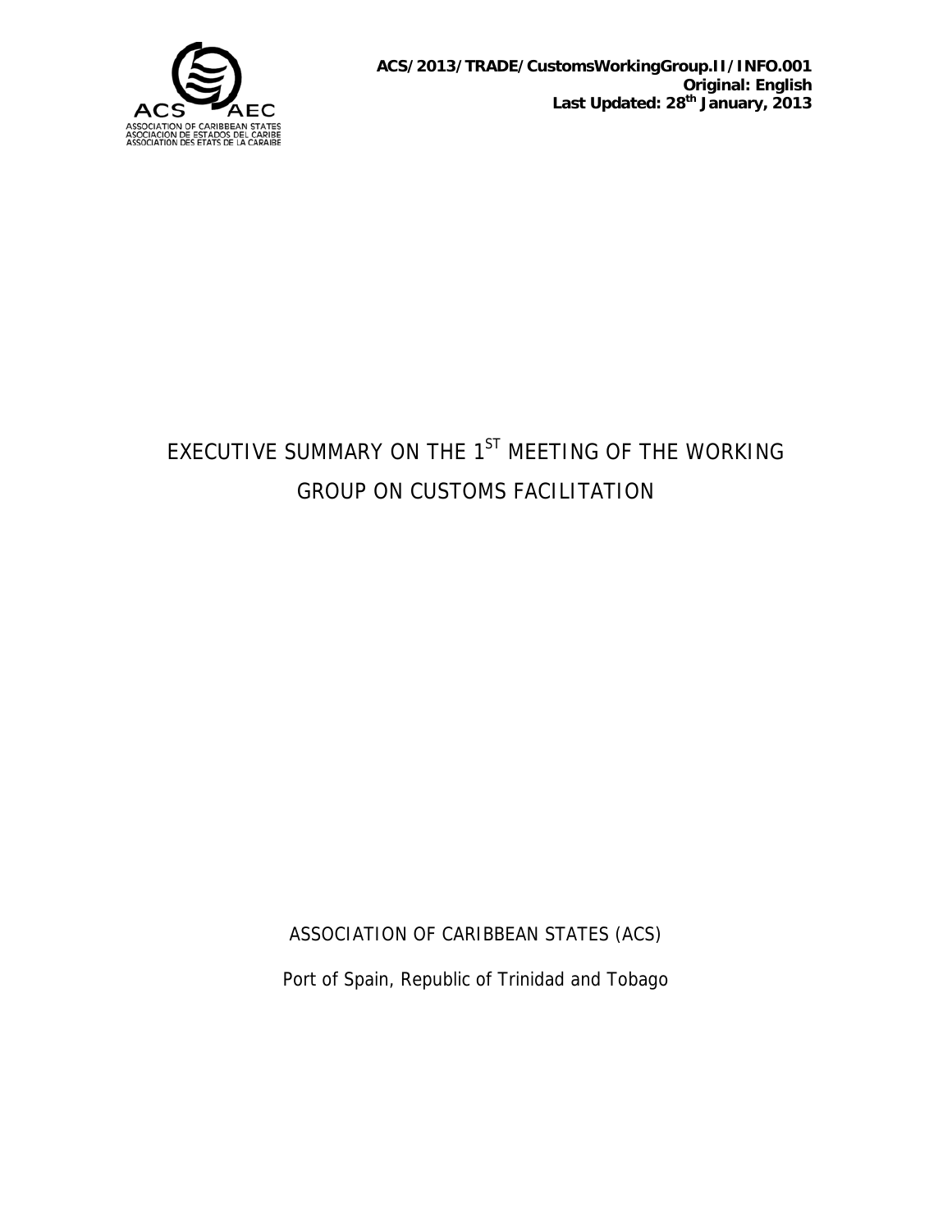ACS/2013/TRADE/CustomsWorkingGroup.II/INFO.001
Original: English
Last Updated: 28th January, 2013

# EXECUTIVE SUMMARY ON THE 1ST MEETING OF THE WORKING GROUP ON CUSTOMS FACILITATION

ASSOCIATION OF CARIBBEAN STATES (ACS)

Port of Spain, Republic of Trinidad and Tobago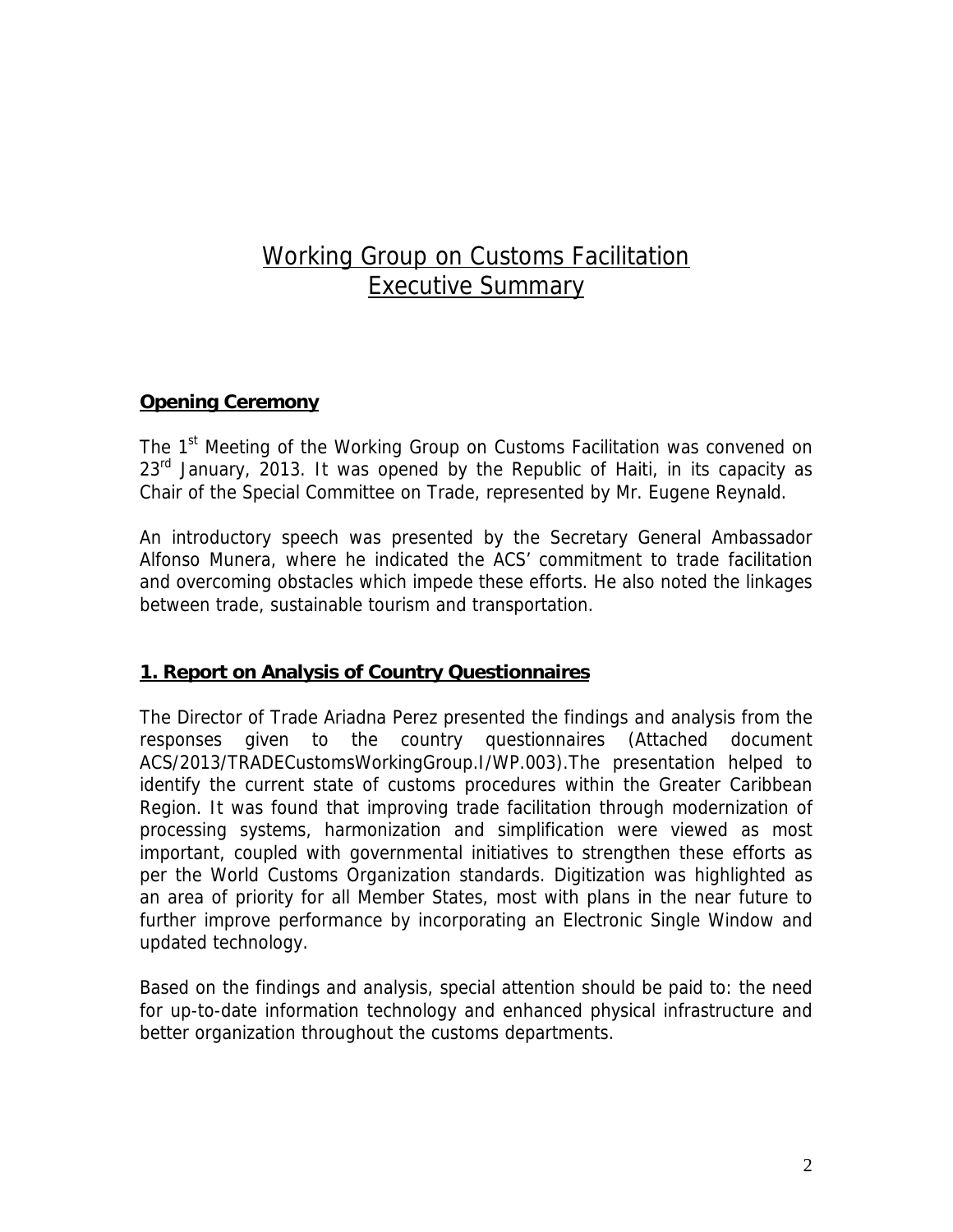# Working Group on Customs Facilitation
# Executive Summary

**Opening Ceremony**

The 1st Meeting of the Working Group on Customs Facilitation was convened on 23rd January, 2013. It was opened by the Republic of Haiti, in its capacity as Chair of the Special Committee on Trade, represented by Mr. Eugene Reynald.

An introductory speech was presented by the Secretary General Ambassador Alfonso Munera, where he indicated the ACS' commitment to trade facilitation and overcoming obstacles which impede these efforts. He also noted the linkages between trade, sustainable tourism and transportation.

**1. Report on Analysis of Country Questionnaires**

The Director of Trade Ariadna Perez presented the findings and analysis from the responses given to the country questionnaires (Attached document ACS/2013/TRADECustomsWorkingGroup.I/WP.003).The presentation helped to identify the current state of customs procedures within the Greater Caribbean Region. It was found that improving trade facilitation through modernization of processing systems, harmonization and simplification were viewed as most important, coupled with governmental initiatives to strengthen these efforts as per the World Customs Organization standards. Digitization was highlighted as an area of priority for all Member States, most with plans in the near future to further improve performance by incorporating an Electronic Single Window and updated technology.

Based on the findings and analysis, special attention should be paid to: the need for up-to-date information technology and enhanced physical infrastructure and better organization throughout the customs departments.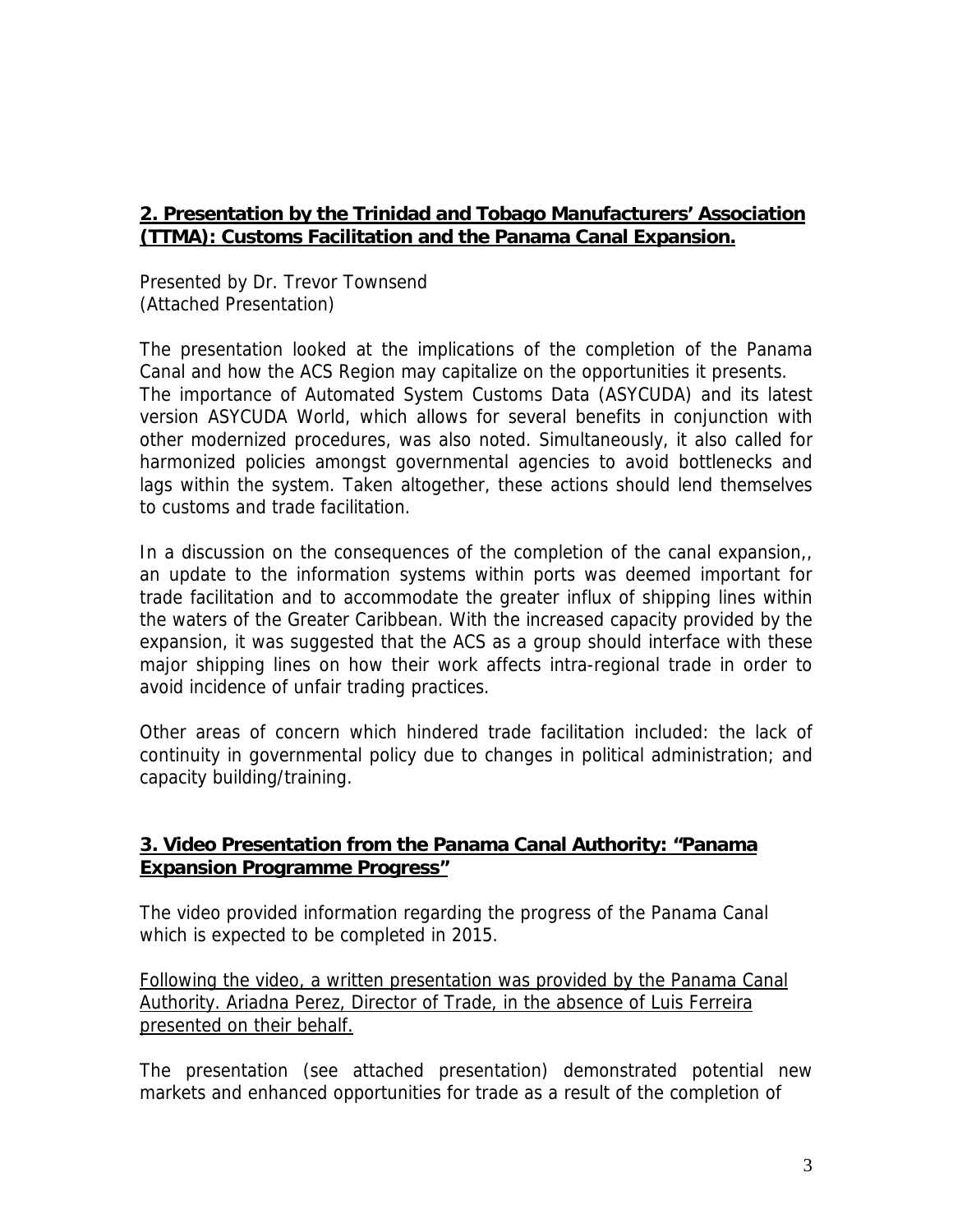## 2. Presentation by the Trinidad and Tobago Manufacturers' Association (TTMA): Customs Facilitation and the Panama Canal Expansion.

Presented by Dr. Trevor Townsend
(Attached Presentation)

The presentation looked at the implications of the completion of the Panama Canal and how the ACS Region may capitalize on the opportunities it presents. The importance of Automated System Customs Data (ASYCUDA) and its latest version ASYCUDA World, which allows for several benefits in conjunction with other modernized procedures, was also noted. Simultaneously, it also called for harmonized policies amongst governmental agencies to avoid bottlenecks and lags within the system. Taken altogether, these actions should lend themselves to customs and trade facilitation.

In a discussion on the consequences of the completion of the canal expansion,, an update to the information systems within ports was deemed important for trade facilitation and to accommodate the greater influx of shipping lines within the waters of the Greater Caribbean. With the increased capacity provided by the expansion, it was suggested that the ACS as a group should interface with these major shipping lines on how their work affects intra-regional trade in order to avoid incidence of unfair trading practices.

Other areas of concern which hindered trade facilitation included: the lack of continuity in governmental policy due to changes in political administration; and capacity building/training.

## 3. Video Presentation from the Panama Canal Authority: "Panama Expansion Programme Progress"

The video provided information regarding the progress of the Panama Canal which is expected to be completed in 2015.

Following the video, a written presentation was provided by the Panama Canal Authority. Ariadna Perez, Director of Trade, in the absence of Luis Ferreira presented on their behalf.

The presentation (see attached presentation) demonstrated potential new markets and enhanced opportunities for trade as a result of the completion of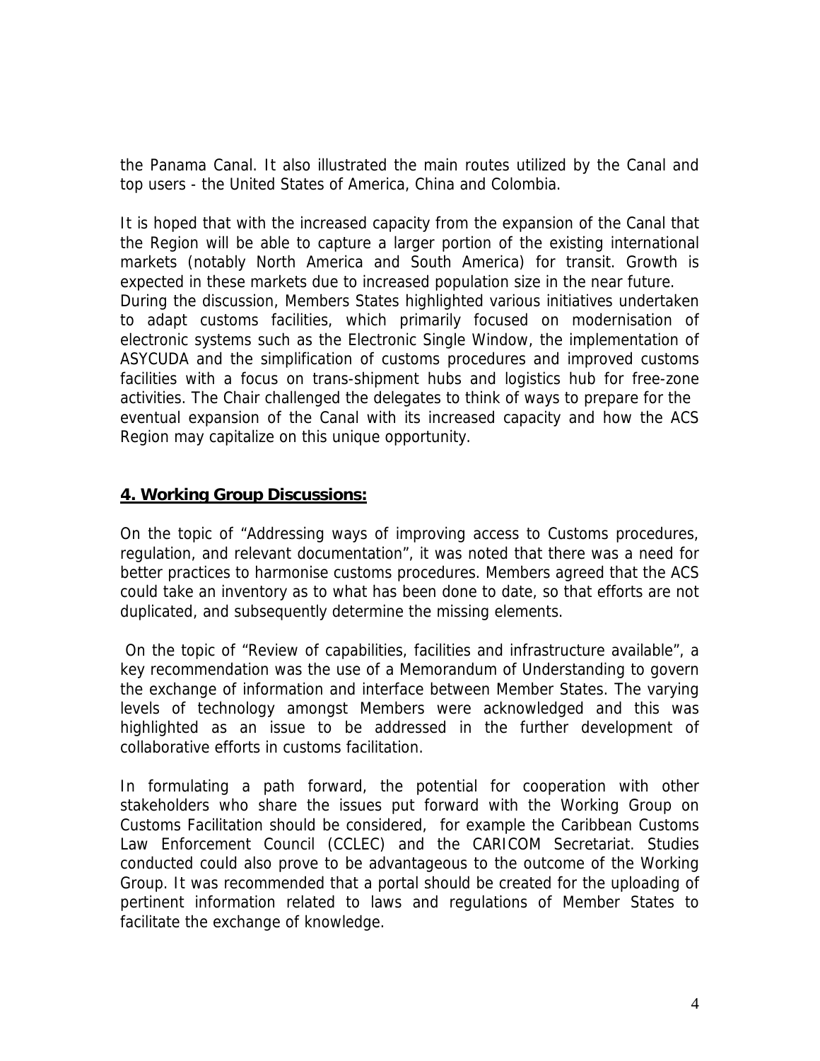the Panama Canal. It also illustrated the main routes utilized by the Canal and top users - the United States of America, China and Colombia.

It is hoped that with the increased capacity from the expansion of the Canal that the Region will be able to capture a larger portion of the existing international markets (notably North America and South America) for transit. Growth is expected in these markets due to increased population size in the near future. During the discussion, Members States highlighted various initiatives undertaken to adapt customs facilities, which primarily focused on modernisation of electronic systems such as the Electronic Single Window, the implementation of ASYCUDA and the simplification of customs procedures and improved customs facilities with a focus on trans-shipment hubs and logistics hub for free-zone activities. The Chair challenged the delegates to think of ways to prepare for the eventual expansion of the Canal with its increased capacity and how the ACS Region may capitalize on this unique opportunity.

## 4. Working Group Discussions:

On the topic of "Addressing ways of improving access to Customs procedures, regulation, and relevant documentation", it was noted that there was a need for better practices to harmonise customs procedures. Members agreed that the ACS could take an inventory as to what has been done to date, so that efforts are not duplicated, and subsequently determine the missing elements.

On the topic of "Review of capabilities, facilities and infrastructure available", a key recommendation was the use of a Memorandum of Understanding to govern the exchange of information and interface between Member States. The varying levels of technology amongst Members were acknowledged and this was highlighted as an issue to be addressed in the further development of collaborative efforts in customs facilitation.

In formulating a path forward, the potential for cooperation with other stakeholders who share the issues put forward with the Working Group on Customs Facilitation should be considered, for example the Caribbean Customs Law Enforcement Council (CCLEC) and the CARICOM Secretariat. Studies conducted could also prove to be advantageous to the outcome of the Working Group. It was recommended that a portal should be created for the uploading of pertinent information related to laws and regulations of Member States to facilitate the exchange of knowledge.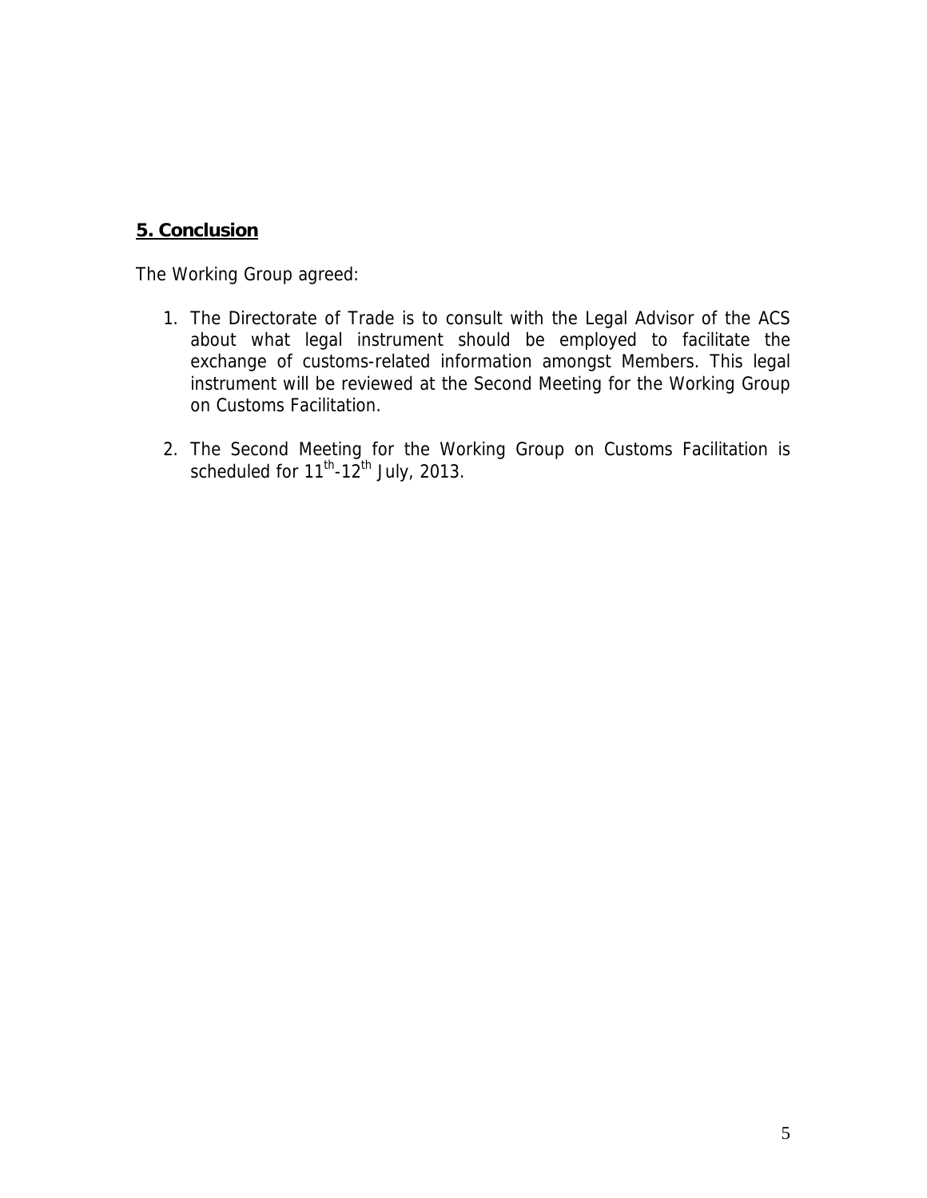## 5. Conclusion

The Working Group agreed:

1. The Directorate of Trade is to consult with the Legal Advisor of the ACS about what legal instrument should be employed to facilitate the exchange of customs-related information amongst Members. This legal instrument will be reviewed at the Second Meeting for the Working Group on Customs Facilitation.

2. The Second Meeting for the Working Group on Customs Facilitation is scheduled for 11th-12th July, 2013.